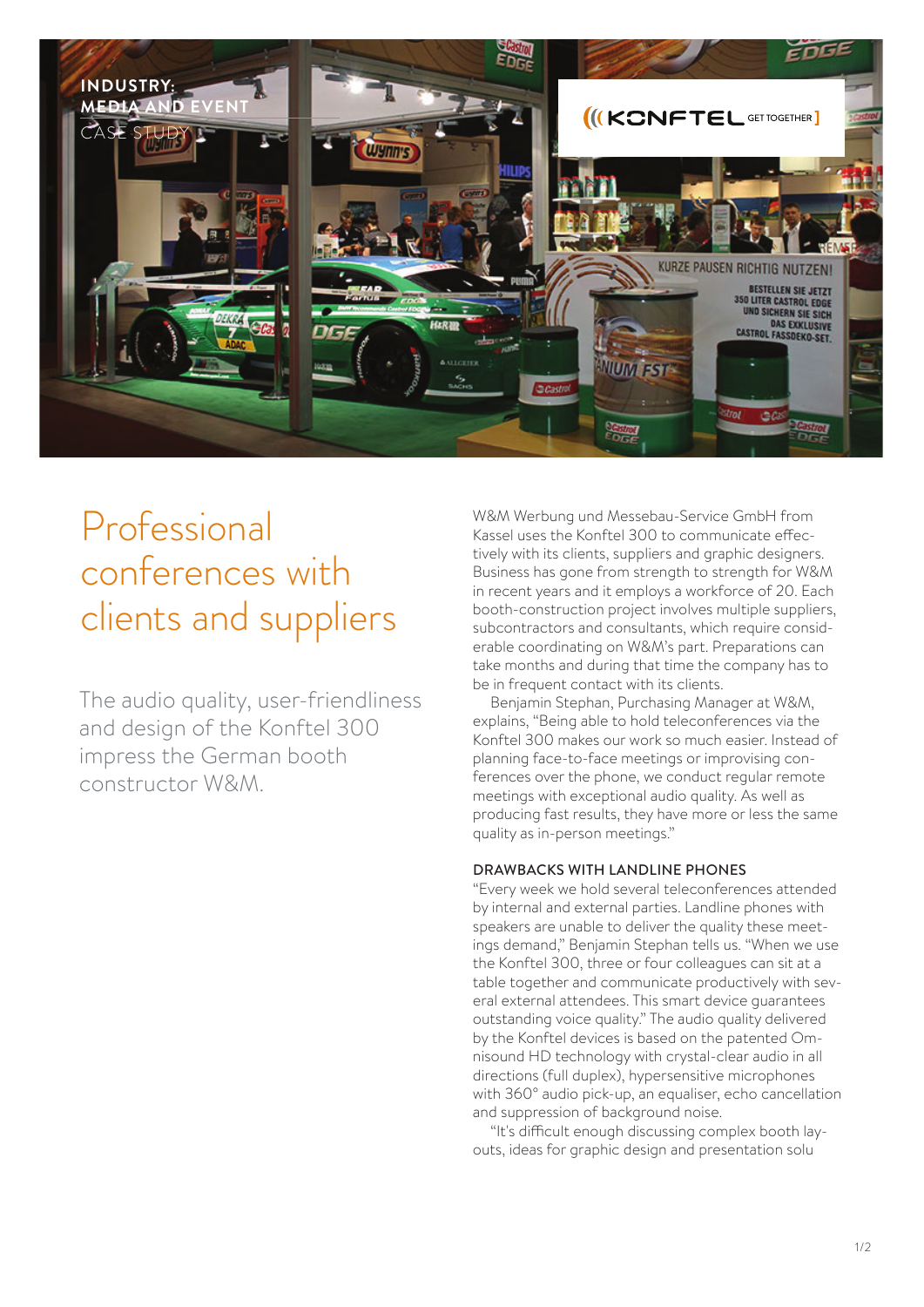**INDUSTRY: MEDIA AND EVENT**
CASE STUDY

# Professional conferences with clients and suppliers

The audio quality, user-friendliness and design of the Konftel 300 impress the German booth constructor W&M.

W&M Werbung und Messebau-Service GmbH from Kassel uses the Konftel 300 to communicate effectively with its clients, suppliers and graphic designers. Business has gone from strength to strength for W&M in recent years and it employs a workforce of 20. Each booth-construction project involves multiple suppliers, subcontractors and consultants, which require considerable coordinating on W&M's part. Preparations can take months and during that time the company has to be in frequent contact with its clients.

Benjamin Stephan, Purchasing Manager at W&M, explains, "Being able to hold teleconferences via the Konftel 300 makes our work so much easier. Instead of planning face-to-face meetings or improvising conferences over the phone, we conduct regular remote meetings with exceptional audio quality. As well as producing fast results, they have more or less the same quality as in-person meetings."

### DRAWBACKS WITH LANDLINE PHONES

"Every week we hold several teleconferences attended by internal and external parties. Landline phones with speakers are unable to deliver the quality these meetings demand," Benjamin Stephan tells us. "When we use the Konftel 300, three or four colleagues can sit at a table together and communicate productively with several external attendees. This smart device guarantees outstanding voice quality." The audio quality delivered by the Konftel devices is based on the patented Omnisound HD technology with crystal-clear audio in all directions (full duplex), hypersensitive microphones with 360° audio pick-up, an equaliser, echo cancellation and suppression of background noise.

"It's difficult enough discussing complex booth layouts, ideas for graphic design and presentation solu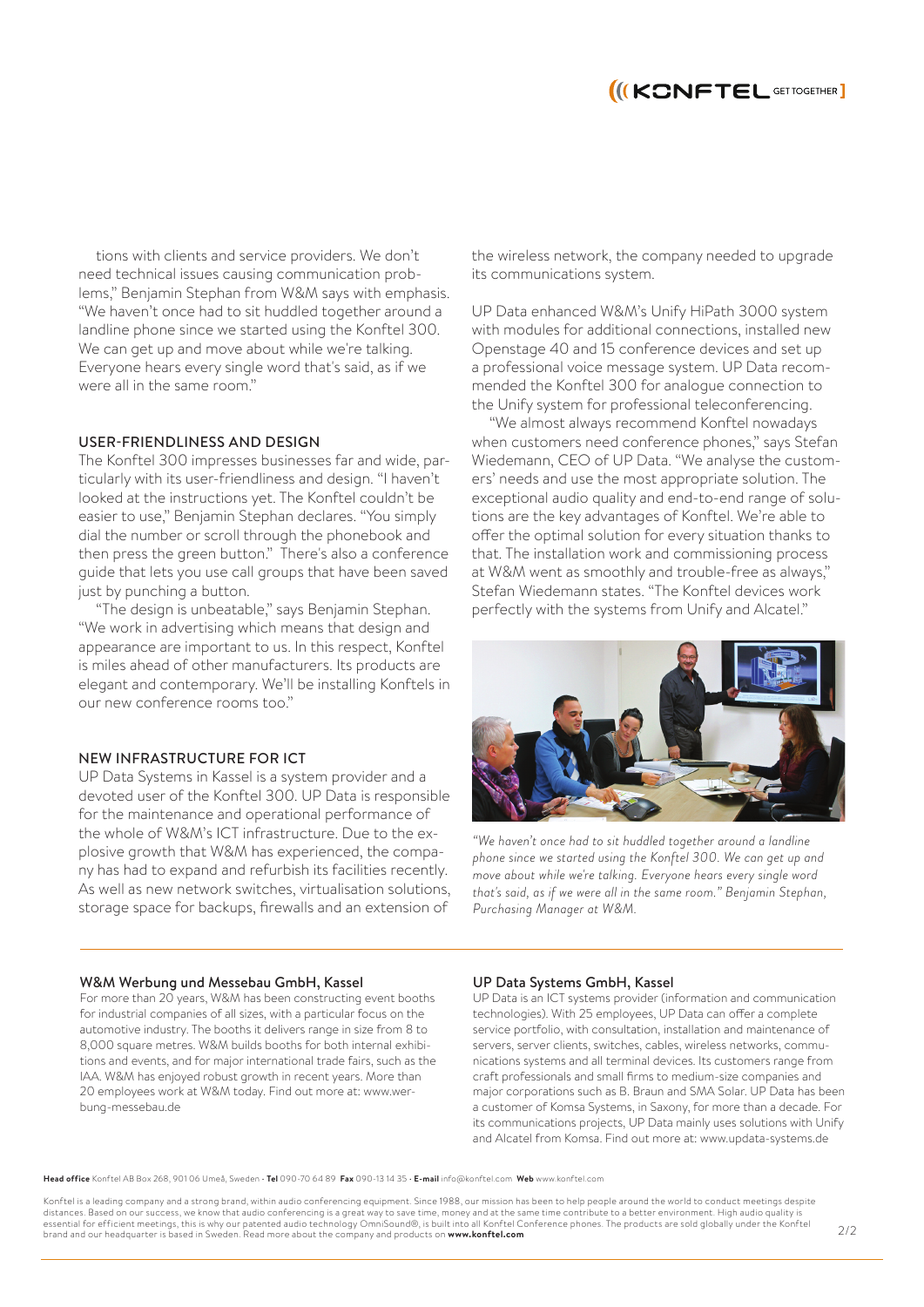tions with clients and service providers. We don't need technical issues causing communication problems," Benjamin Stephan from W&M says with emphasis. "We haven't once had to sit huddled together around a landline phone since we started using the Konftel 300. We can get up and move about while we're talking. Everyone hears every single word that's said, as if we were all in the same room."

## USER-FRIENDLINESS AND DESIGN

The Konftel 300 impresses businesses far and wide, particularly with its user-friendliness and design. "I haven't looked at the instructions yet. The Konftel couldn't be easier to use," Benjamin Stephan declares. "You simply dial the number or scroll through the phonebook and then press the green button." There's also a conference guide that lets you use call groups that have been saved just by punching a button.

"The design is unbeatable," says Benjamin Stephan. "We work in advertising which means that design and appearance are important to us. In this respect, Konftel is miles ahead of other manufacturers. Its products are elegant and contemporary. We'll be installing Konftels in our new conference rooms too."

## NEW INFRASTRUCTURE FOR ICT

UP Data Systems in Kassel is a system provider and a devoted user of the Konftel 300. UP Data is responsible for the maintenance and operational performance of the whole of W&M's ICT infrastructure. Due to the explosive growth that W&M has experienced, the company has had to expand and refurbish its facilities recently. As well as new network switches, virtualisation solutions, storage space for backups, firewalls and an extension of the wireless network, the company needed to upgrade its communications system.

UP Data enhanced W&M's Unify HiPath 3000 system with modules for additional connections, installed new Openstage 40 and 15 conference devices and set up a professional voice message system. UP Data recommended the Konftel 300 for analogue connection to the Unify system for professional teleconferencing.

"We almost always recommend Konftel nowadays when customers need conference phones," says Stefan Wiedemann, CEO of UP Data. "We analyse the customers' needs and use the most appropriate solution. The exceptional audio quality and end-to-end range of solutions are the key advantages of Konftel. We're able to offer the optimal solution for every situation thanks to that. The installation work and commissioning process at W&M went as smoothly and trouble-free as always," Stefan Wiedemann states. "The Konftel devices work perfectly with the systems from Unify and Alcatel."

*"We haven't once had to sit huddled together around a landline phone since we started using the Konftel 300. We can get up and move about while we're talking. Everyone hears every single word that's said, as if we were all in the same room." Benjamin Stephan, Purchasing Manager at W&M.*

---

### W&M Werbung und Messebau GmbH, Kassel

For more than 20 years, W&M has been constructing event booths for industrial companies of all sizes, with a particular focus on the automotive industry. The booths it delivers range in size from 8 to 8,000 square metres. W&M builds booths for both internal exhibitions and events, and for major international trade fairs, such as the IAA. W&M has enjoyed robust growth in recent years. More than 20 employees work at W&M today. Find out more at: www.werbung-messebau.de

### UP Data Systems GmbH, Kassel

UP Data is an ICT systems provider (information and communication technologies). With 25 employees, UP Data can offer a complete service portfolio, with consultation, installation and maintenance of servers, server clients, switches, cables, wireless networks, communications systems and all terminal devices. Its customers range from craft professionals and small firms to medium-size companies and major corporations such as B. Braun and SMA Solar. UP Data has been a customer of Komsa Systems, in Saxony, for more than a decade. For its communications projects, UP Data mainly uses solutions with Unify and Alcatel from Komsa. Find out more at: www.updata-systems.de

**Head office** Konftel AB Box 268, 901 06 Umeå, Sweden · **Tel** 090-70 64 89 **Fax** 090-13 14 35 · **E-mail** info@konftel.com **Web** www.konftel.com

Konftel is a leading company and a strong brand, within audio conferencing equipment. Since 1988, our mission has been to help people around the world to conduct meetings despite distances. Based on our success, we know that audio conferencing is a great way to save time, money and at the same time contribute to a better environment. High audio quality is essential for efficient meetings, this is why our patented audio technology OmniSound®, is built into all Konftel Conference phones. The products are sold globally under the Konftel brand and our headquarter is based in Sweden. Read more about the company and products on **www.konftel.com**